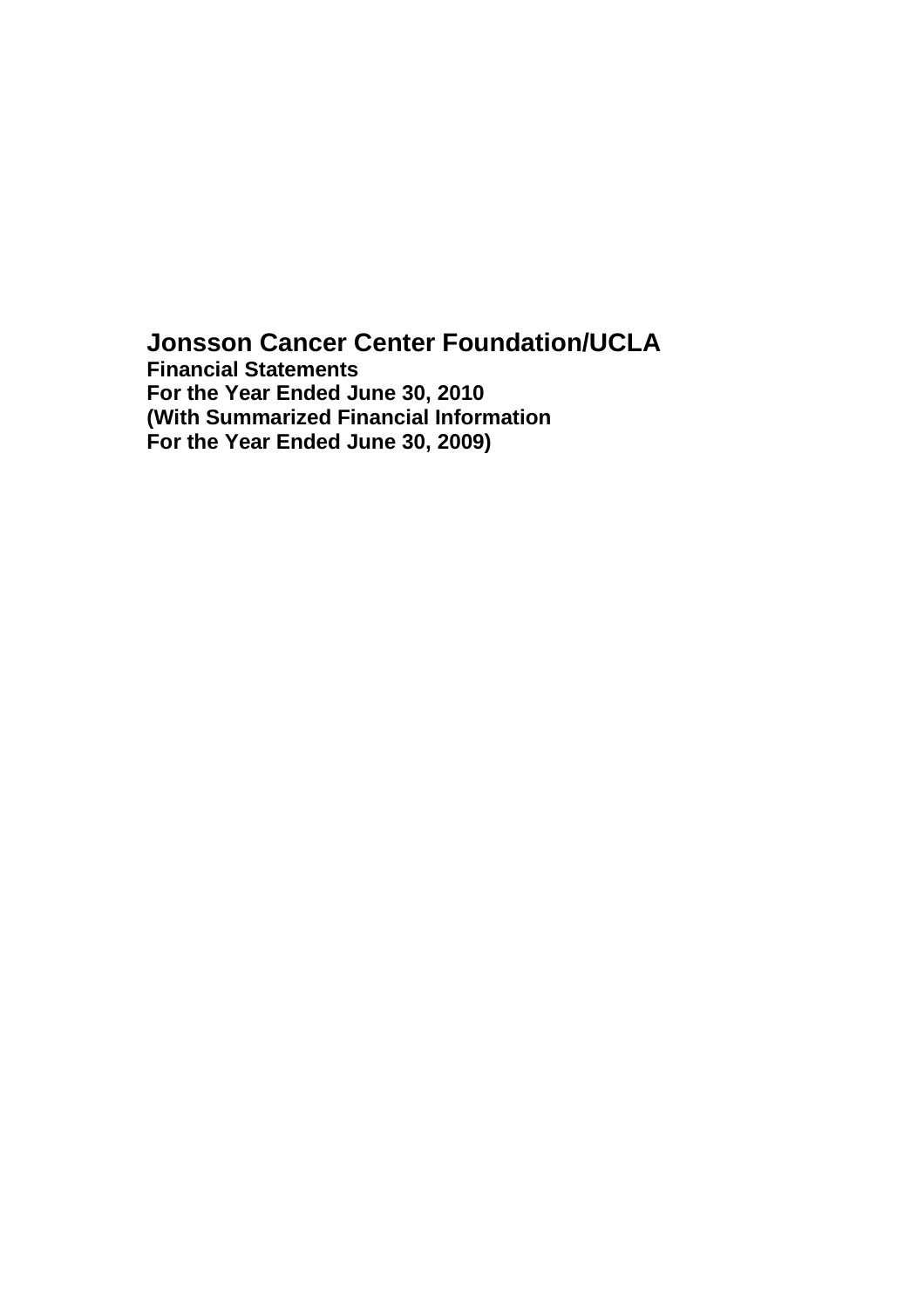# Jonsson Cancer Center Foundation/UCLA

**Financial Statements**
**For the Year Ended June 30, 2010**
**(With Summarized Financial Information**
**For the Year Ended June 30, 2009)**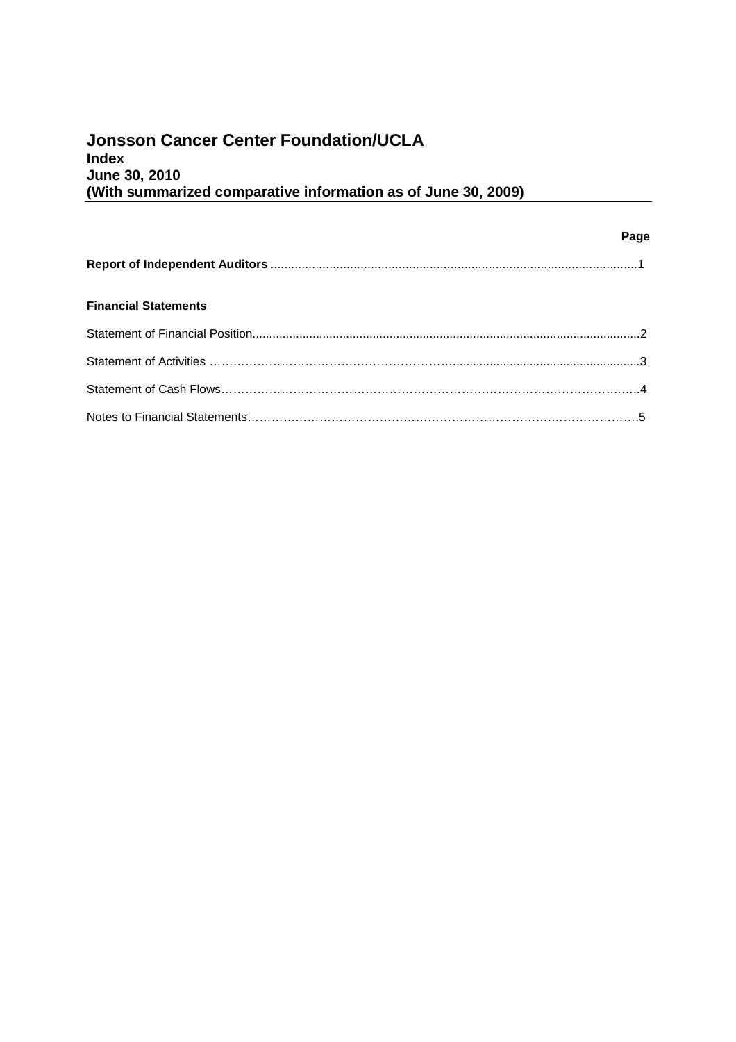# Jonsson Cancer Center Foundation/UCLA
**Index**
**June 30, 2010**
**(With summarized comparative information as of June 30, 2009)**

| | Page |
|---|---|
| **Report of Independent Auditors** | 1 |
| | |
| **Financial Statements** | |
| Statement of Financial Position | 2 |
| Statement of Activities | 3 |
| Statement of Cash Flows | 4 |
| Notes to Financial Statements | 5 |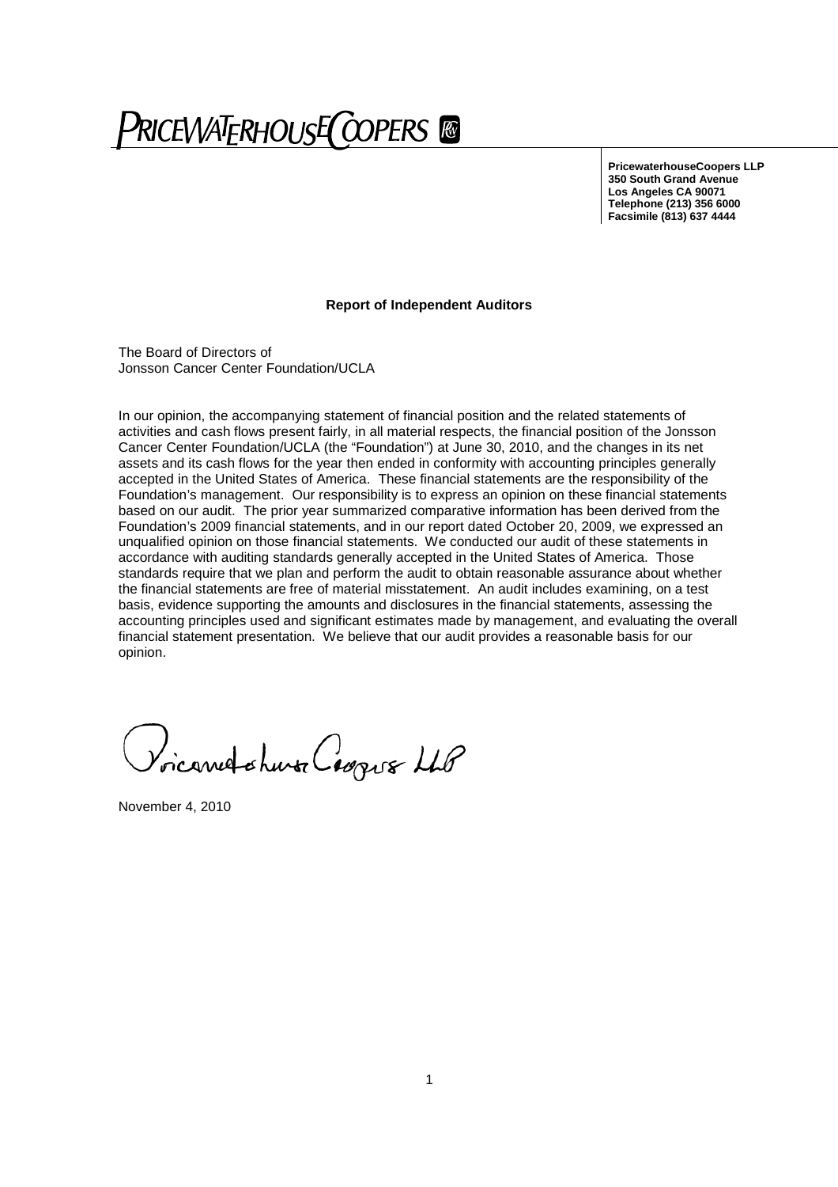PRICEWATERHOUSECOOPERS

**PricewaterhouseCoopers LLP**
**350 South Grand Avenue**
**Los Angeles CA 90071**
**Telephone (213) 356 6000**
**Facsimile (813) 637 4444**

**Report of Independent Auditors**

The Board of Directors of
Jonsson Cancer Center Foundation/UCLA

In our opinion, the accompanying statement of financial position and the related statements of activities and cash flows present fairly, in all material respects, the financial position of the Jonsson Cancer Center Foundation/UCLA (the "Foundation") at June 30, 2010, and the changes in its net assets and its cash flows for the year then ended in conformity with accounting principles generally accepted in the United States of America. These financial statements are the responsibility of the Foundation's management. Our responsibility is to express an opinion on these financial statements based on our audit. The prior year summarized comparative information has been derived from the Foundation's 2009 financial statements, and in our report dated October 20, 2009, we expressed an unqualified opinion on those financial statements. We conducted our audit of these statements in accordance with auditing standards generally accepted in the United States of America. Those standards require that we plan and perform the audit to obtain reasonable assurance about whether the financial statements are free of material misstatement. An audit includes examining, on a test basis, evidence supporting the amounts and disclosures in the financial statements, assessing the accounting principles used and significant estimates made by management, and evaluating the overall financial statement presentation. We believe that our audit provides a reasonable basis for our opinion.

PricewaterhouseCoopers LLP

November 4, 2010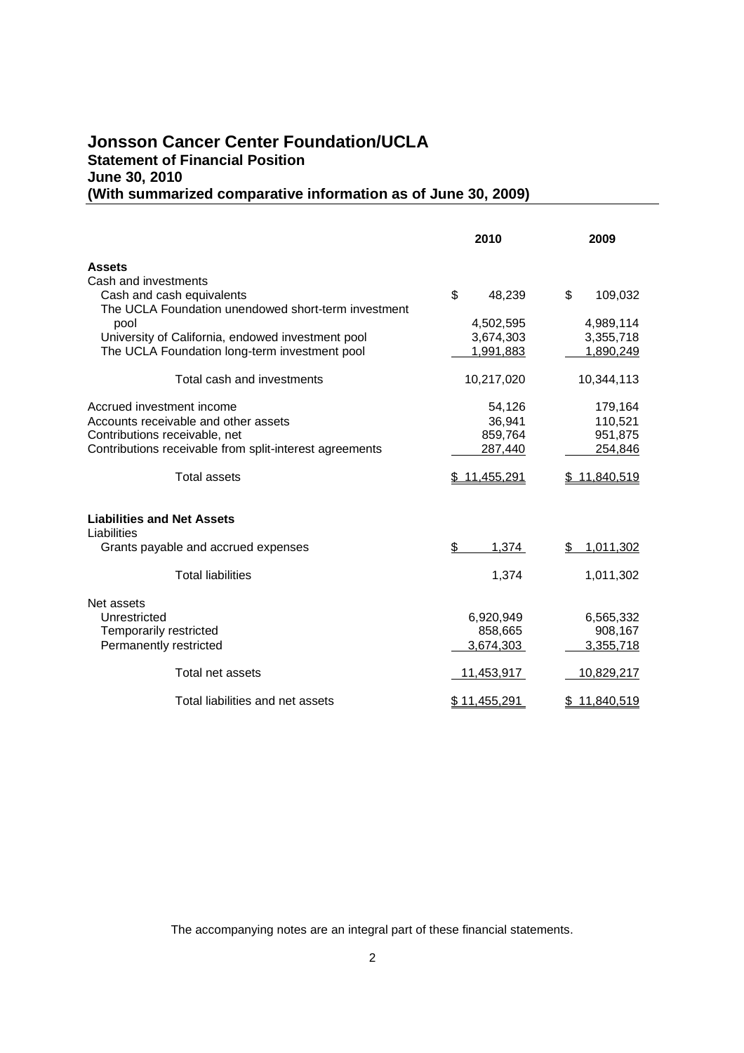# Jonsson Cancer Center Foundation/UCLA
## Statement of Financial Position
## June 30, 2010
## (With summarized comparative information as of June 30, 2009)

| | 2010 | 2009 |
|---|---|---|
| **Assets** | | |
| Cash and investments | | |
| Cash and cash equivalents | $ 48,239 | $ 109,032 |
| The UCLA Foundation unendowed short-term investment pool | 4,502,595 | 4,989,114 |
| University of California, endowed investment pool | 3,674,303 | 3,355,718 |
| The UCLA Foundation long-term investment pool | 1,991,883 | 1,890,249 |
| Total cash and investments | 10,217,020 | 10,344,113 |
| Accrued investment income | 54,126 | 179,164 |
| Accounts receivable and other assets | 36,941 | 110,521 |
| Contributions receivable, net | 859,764 | 951,875 |
| Contributions receivable from split-interest agreements | 287,440 | 254,846 |
| Total assets | $ 11,455,291 | $ 11,840,519 |
| **Liabilities and Net Assets** | | |
| Liabilities | | |
| Grants payable and accrued expenses | $ 1,374 | $ 1,011,302 |
| Total liabilities | 1,374 | 1,011,302 |
| Net assets | | |
| Unrestricted | 6,920,949 | 6,565,332 |
| Temporarily restricted | 858,665 | 908,167 |
| Permanently restricted | 3,674,303 | 3,355,718 |
| Total net assets | 11,453,917 | 10,829,217 |
| Total liabilities and net assets | $ 11,455,291 | $ 11,840,519 |

The accompanying notes are an integral part of these financial statements.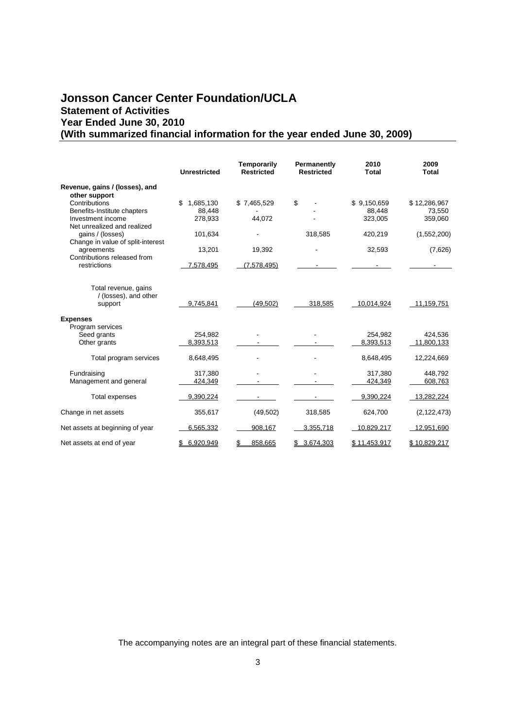# Jonsson Cancer Center Foundation/UCLA

## Statement of Activities

## Year Ended June 30, 2010

## (With summarized financial information for the year ended June 30, 2009)

| | Unrestricted | Temporarily Restricted | Permanently Restricted | 2010 Total | 2009 Total |
|---|---|---|---|---|---|
| **Revenue, gains / (losses), and other support** | | | | | |
| Contributions | $ 1,685,130 | $ 7,465,529 | $ - | $ 9,150,659 | $ 12,286,967 |
| Benefits-Institute chapters | 88,448 | - | - | 88,448 | 73,550 |
| Investment income | 278,933 | 44,072 | - | 323,005 | 359,060 |
| Net unrealized and realized gains / (losses) | 101,634 | - | 318,585 | 420,219 | (1,552,200) |
| Change in value of split-interest agreements | 13,201 | 19,392 | - | 32,593 | (7,626) |
| Contributions released from restrictions | 7,578,495 | (7,578,495) | - | - | - |
| Total revenue, gains / (losses), and other support | 9,745,841 | (49,502) | 318,585 | 10,014,924 | 11,159,751 |
| **Expenses** | | | | | |
| Program services | | | | | |
| Seed grants | 254,982 | - | - | 254,982 | 424,536 |
| Other grants | 8,393,513 | - | - | 8,393,513 | 11,800,133 |
| Total program services | 8,648,495 | - | - | 8,648,495 | 12,224,669 |
| Fundraising | 317,380 | - | - | 317,380 | 448,792 |
| Management and general | 424,349 | - | - | 424,349 | 608,763 |
| Total expenses | 9,390,224 | - | - | 9,390,224 | 13,282,224 |
| Change in net assets | 355,617 | (49,502) | 318,585 | 624,700 | (2,122,473) |
| Net assets at beginning of year | 6,565,332 | 908,167 | 3,355,718 | 10,829,217 | 12,951,690 |
| Net assets at end of year | $ 6,920,949 | $ 858,665 | $ 3,674,303 | $ 11,453,917 | $ 10,829,217 |

The accompanying notes are an integral part of these financial statements.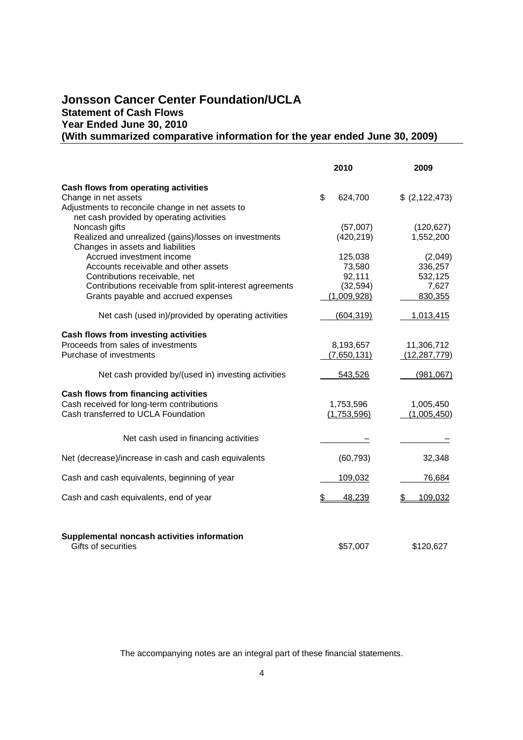# Jonsson Cancer Center Foundation/UCLA

## Statement of Cash Flows

## Year Ended June 30, 2010

## (With summarized comparative information for the year ended June 30, 2009)

| | 2010 | 2009 |
|---|---|---|
| **Cash flows from operating activities** | | |
| Change in net assets | $ 624,700 | $ (2,122,473) |
| Adjustments to reconcile change in net assets to net cash provided by operating activities | | |
| Noncash gifts | (57,007) | (120,627) |
| Realized and unrealized (gains)/losses on investments | (420,219) | 1,552,200 |
| Changes in assets and liabilities | | |
| Accrued investment income | 125,038 | (2,049) |
| Accounts receivable and other assets | 73,580 | 336,257 |
| Contributions receivable, net | 92,111 | 532,125 |
| Contributions receivable from split-interest agreements | (32,594) | 7,627 |
| Grants payable and accrued expenses | (1,009,928) | 830,355 |
| Net cash (used in)/provided by operating activities | (604,319) | 1,013,415 |
| **Cash flows from investing activities** | | |
| Proceeds from sales of investments | 8,193,657 | 11,306,712 |
| Purchase of investments | (7,650,131) | (12,287,779) |
| Net cash provided by/(used in) investing activities | 543,526 | (981,067) |
| **Cash flows from financing activities** | | |
| Cash received for long-term contributions | 1,753,596 | 1,005,450 |
| Cash transferred to UCLA Foundation | (1,753,596) | (1,005,450) |
| Net cash used in financing activities | – | – |
| Net (decrease)/increase in cash and cash equivalents | (60,793) | 32,348 |
| Cash and cash equivalents, beginning of year | 109,032 | 76,684 |
| Cash and cash equivalents, end of year | $ 48,239 | $ 109,032 |
| **Supplemental noncash activities information** | | |
| Gifts of securities | $57,007 | $120,627 |

The accompanying notes are an integral part of these financial statements.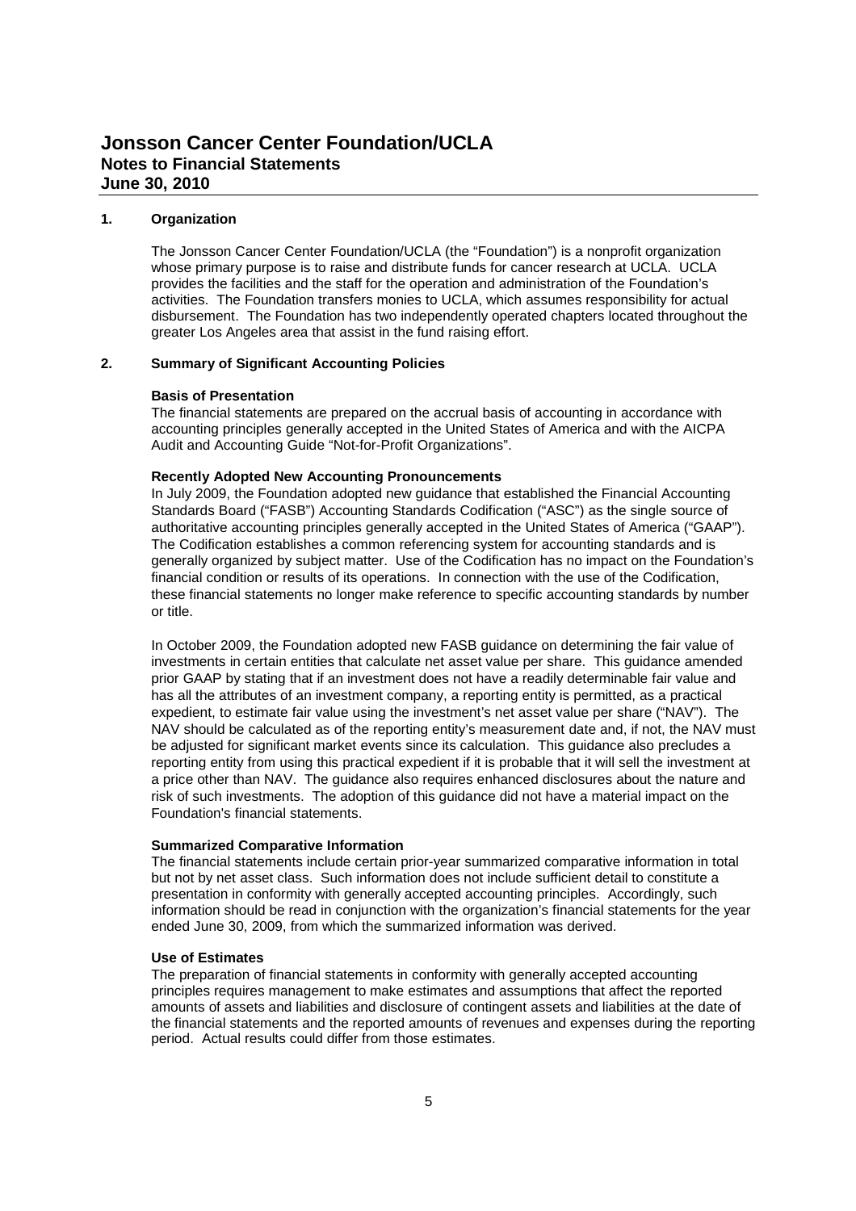# Jonsson Cancer Center Foundation/UCLA
## Notes to Financial Statements
## June 30, 2010

### 1. Organization

The Jonsson Cancer Center Foundation/UCLA (the "Foundation") is a nonprofit organization whose primary purpose is to raise and distribute funds for cancer research at UCLA. UCLA provides the facilities and the staff for the operation and administration of the Foundation's activities. The Foundation transfers monies to UCLA, which assumes responsibility for actual disbursement. The Foundation has two independently operated chapters located throughout the greater Los Angeles area that assist in the fund raising effort.

### 2. Summary of Significant Accounting Policies

**Basis of Presentation**

The financial statements are prepared on the accrual basis of accounting in accordance with accounting principles generally accepted in the United States of America and with the AICPA Audit and Accounting Guide "Not-for-Profit Organizations".

**Recently Adopted New Accounting Pronouncements**

In July 2009, the Foundation adopted new guidance that established the Financial Accounting Standards Board ("FASB") Accounting Standards Codification ("ASC") as the single source of authoritative accounting principles generally accepted in the United States of America ("GAAP"). The Codification establishes a common referencing system for accounting standards and is generally organized by subject matter. Use of the Codification has no impact on the Foundation's financial condition or results of its operations. In connection with the use of the Codification, these financial statements no longer make reference to specific accounting standards by number or title.

In October 2009, the Foundation adopted new FASB guidance on determining the fair value of investments in certain entities that calculate net asset value per share. This guidance amended prior GAAP by stating that if an investment does not have a readily determinable fair value and has all the attributes of an investment company, a reporting entity is permitted, as a practical expedient, to estimate fair value using the investment's net asset value per share ("NAV"). The NAV should be calculated as of the reporting entity's measurement date and, if not, the NAV must be adjusted for significant market events since its calculation. This guidance also precludes a reporting entity from using this practical expedient if it is probable that it will sell the investment at a price other than NAV. The guidance also requires enhanced disclosures about the nature and risk of such investments. The adoption of this guidance did not have a material impact on the Foundation's financial statements.

**Summarized Comparative Information**

The financial statements include certain prior-year summarized comparative information in total but not by net asset class. Such information does not include sufficient detail to constitute a presentation in conformity with generally accepted accounting principles. Accordingly, such information should be read in conjunction with the organization's financial statements for the year ended June 30, 2009, from which the summarized information was derived.

**Use of Estimates**

The preparation of financial statements in conformity with generally accepted accounting principles requires management to make estimates and assumptions that affect the reported amounts of assets and liabilities and disclosure of contingent assets and liabilities at the date of the financial statements and the reported amounts of revenues and expenses during the reporting period. Actual results could differ from those estimates.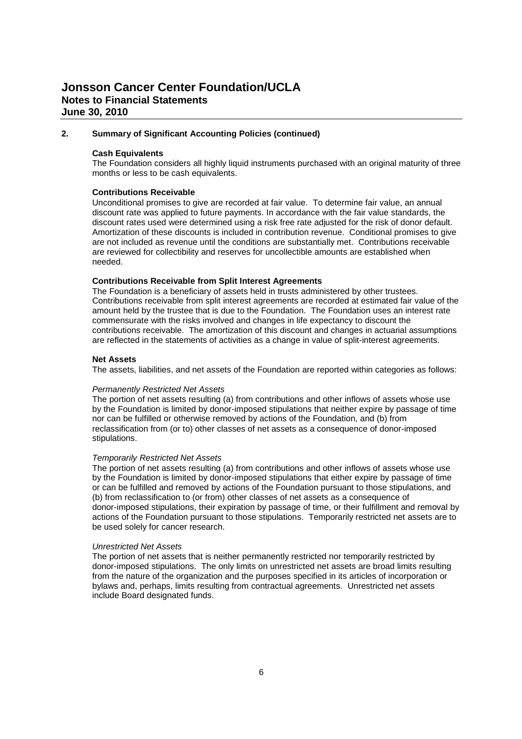## 2. Summary of Significant Accounting Policies (continued)

### Cash Equivalents

The Foundation considers all highly liquid instruments purchased with an original maturity of three months or less to be cash equivalents.

### Contributions Receivable

Unconditional promises to give are recorded at fair value. To determine fair value, an annual discount rate was applied to future payments. In accordance with the fair value standards, the discount rates used were determined using a risk free rate adjusted for the risk of donor default. Amortization of these discounts is included in contribution revenue. Conditional promises to give are not included as revenue until the conditions are substantially met. Contributions receivable are reviewed for collectibility and reserves for uncollectible amounts are established when needed.

### Contributions Receivable from Split Interest Agreements

The Foundation is a beneficiary of assets held in trusts administered by other trustees. Contributions receivable from split interest agreements are recorded at estimated fair value of the amount held by the trustee that is due to the Foundation. The Foundation uses an interest rate commensurate with the risks involved and changes in life expectancy to discount the contributions receivable. The amortization of this discount and changes in actuarial assumptions are reflected in the statements of activities as a change in value of split-interest agreements.

### Net Assets

The assets, liabilities, and net assets of the Foundation are reported within categories as follows:

*Permanently Restricted Net Assets*

The portion of net assets resulting (a) from contributions and other inflows of assets whose use by the Foundation is limited by donor-imposed stipulations that neither expire by passage of time nor can be fulfilled or otherwise removed by actions of the Foundation, and (b) from reclassification from (or to) other classes of net assets as a consequence of donor-imposed stipulations.

*Temporarily Restricted Net Assets*

The portion of net assets resulting (a) from contributions and other inflows of assets whose use by the Foundation is limited by donor-imposed stipulations that either expire by passage of time or can be fulfilled and removed by actions of the Foundation pursuant to those stipulations, and (b) from reclassification to (or from) other classes of net assets as a consequence of donor-imposed stipulations, their expiration by passage of time, or their fulfillment and removal by actions of the Foundation pursuant to those stipulations. Temporarily restricted net assets are to be used solely for cancer research.

*Unrestricted Net Assets*

The portion of net assets that is neither permanently restricted nor temporarily restricted by donor-imposed stipulations. The only limits on unrestricted net assets are broad limits resulting from the nature of the organization and the purposes specified in its articles of incorporation or bylaws and, perhaps, limits resulting from contractual agreements. Unrestricted net assets include Board designated funds.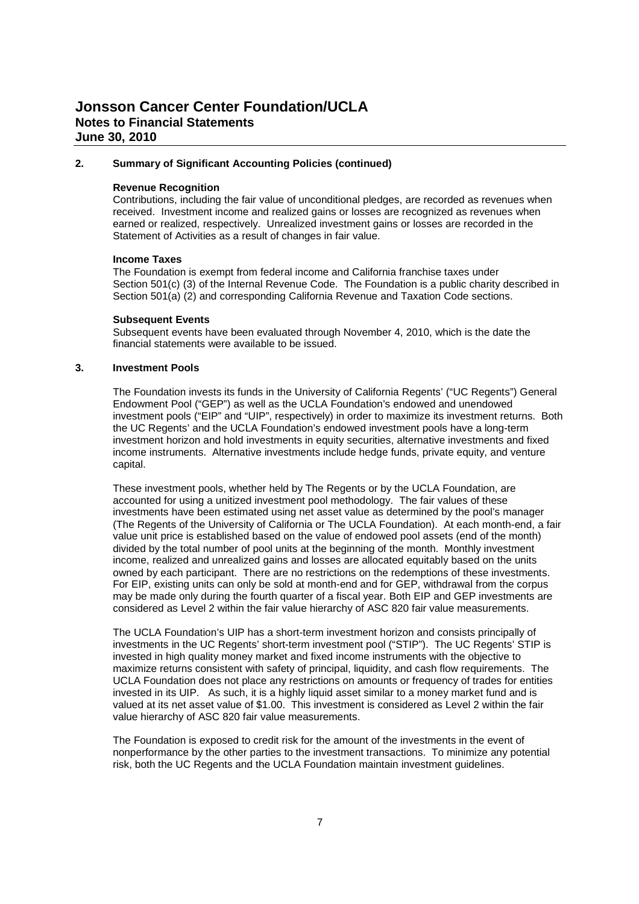## 2. Summary of Significant Accounting Policies (continued)

### Revenue Recognition

Contributions, including the fair value of unconditional pledges, are recorded as revenues when received. Investment income and realized gains or losses are recognized as revenues when earned or realized, respectively. Unrealized investment gains or losses are recorded in the Statement of Activities as a result of changes in fair value.

### Income Taxes

The Foundation is exempt from federal income and California franchise taxes under Section 501(c) (3) of the Internal Revenue Code. The Foundation is a public charity described in Section 501(a) (2) and corresponding California Revenue and Taxation Code sections.

### Subsequent Events

Subsequent events have been evaluated through November 4, 2010, which is the date the financial statements were available to be issued.

## 3. Investment Pools

The Foundation invests its funds in the University of California Regents' ("UC Regents") General Endowment Pool ("GEP") as well as the UCLA Foundation's endowed and unendowed investment pools ("EIP" and "UIP", respectively) in order to maximize its investment returns. Both the UC Regents' and the UCLA Foundation's endowed investment pools have a long-term investment horizon and hold investments in equity securities, alternative investments and fixed income instruments. Alternative investments include hedge funds, private equity, and venture capital.

These investment pools, whether held by The Regents or by the UCLA Foundation, are accounted for using a unitized investment pool methodology. The fair values of these investments have been estimated using net asset value as determined by the pool's manager (The Regents of the University of California or The UCLA Foundation). At each month-end, a fair value unit price is established based on the value of endowed pool assets (end of the month) divided by the total number of pool units at the beginning of the month. Monthly investment income, realized and unrealized gains and losses are allocated equitably based on the units owned by each participant. There are no restrictions on the redemptions of these investments. For EIP, existing units can only be sold at month-end and for GEP, withdrawal from the corpus may be made only during the fourth quarter of a fiscal year. Both EIP and GEP investments are considered as Level 2 within the fair value hierarchy of ASC 820 fair value measurements.

The UCLA Foundation's UIP has a short-term investment horizon and consists principally of investments in the UC Regents' short-term investment pool ("STIP"). The UC Regents' STIP is invested in high quality money market and fixed income instruments with the objective to maximize returns consistent with safety of principal, liquidity, and cash flow requirements. The UCLA Foundation does not place any restrictions on amounts or frequency of trades for entities invested in its UIP. As such, it is a highly liquid asset similar to a money market fund and is valued at its net asset value of $1.00. This investment is considered as Level 2 within the fair value hierarchy of ASC 820 fair value measurements.

The Foundation is exposed to credit risk for the amount of the investments in the event of nonperformance by the other parties to the investment transactions. To minimize any potential risk, both the UC Regents and the UCLA Foundation maintain investment guidelines.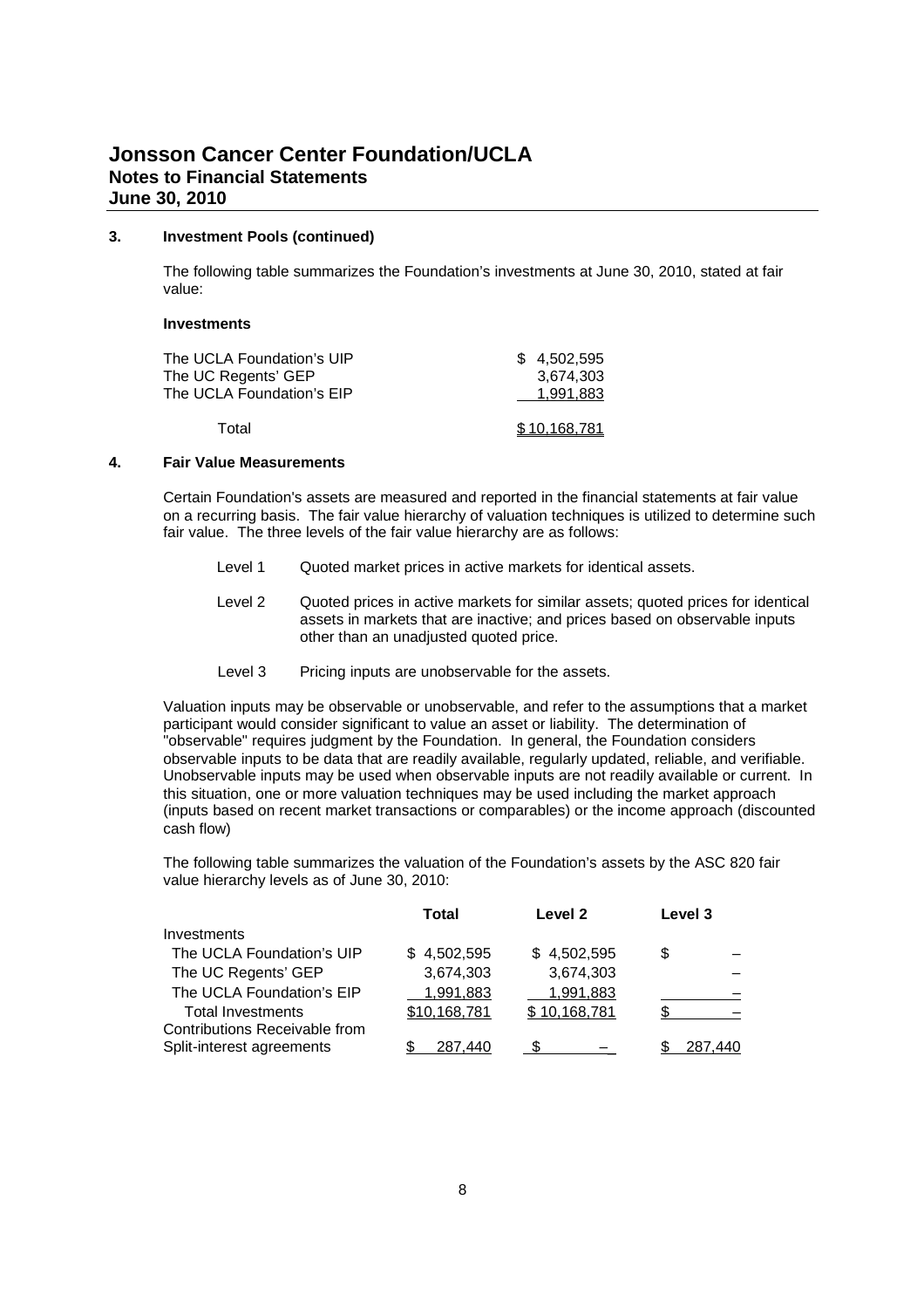## 3. Investment Pools (continued)

The following table summarizes the Foundation's investments at June 30, 2010, stated at fair value:

**Investments**

| | |
|---|---|
| The UCLA Foundation's UIP | $ 4,502,595 |
| The UC Regents' GEP | 3,674,303 |
| The UCLA Foundation's EIP | 1,991,883 |
| Total | $ 10,168,781 |

## 4. Fair Value Measurements

Certain Foundation's assets are measured and reported in the financial statements at fair value on a recurring basis. The fair value hierarchy of valuation techniques is utilized to determine such fair value. The three levels of the fair value hierarchy are as follows:

- Level 1 Quoted market prices in active markets for identical assets.
- Level 2 Quoted prices in active markets for similar assets; quoted prices for identical assets in markets that are inactive; and prices based on observable inputs other than an unadjusted quoted price.
- Level 3 Pricing inputs are unobservable for the assets.

Valuation inputs may be observable or unobservable, and refer to the assumptions that a market participant would consider significant to value an asset or liability. The determination of "observable" requires judgment by the Foundation. In general, the Foundation considers observable inputs to be data that are readily available, regularly updated, reliable, and verifiable. Unobservable inputs may be used when observable inputs are not readily available or current. In this situation, one or more valuation techniques may be used including the market approach (inputs based on recent market transactions or comparables) or the income approach (discounted cash flow)

The following table summarizes the valuation of the Foundation's assets by the ASC 820 fair value hierarchy levels as of June 30, 2010:

| | Total | Level 2 | Level 3 |
|---|---|---|---|
| Investments | | | |
| The UCLA Foundation's UIP | $ 4,502,595 | $ 4,502,595 | $ – |
| The UC Regents' GEP | 3,674,303 | 3,674,303 | – |
| The UCLA Foundation's EIP | 1,991,883 | 1,991,883 | – |
| Total Investments | $10,168,781 | $ 10,168,781 | $ – |
| Contributions Receivable from Split-interest agreements | $ 287,440 | $ – | $ 287,440 |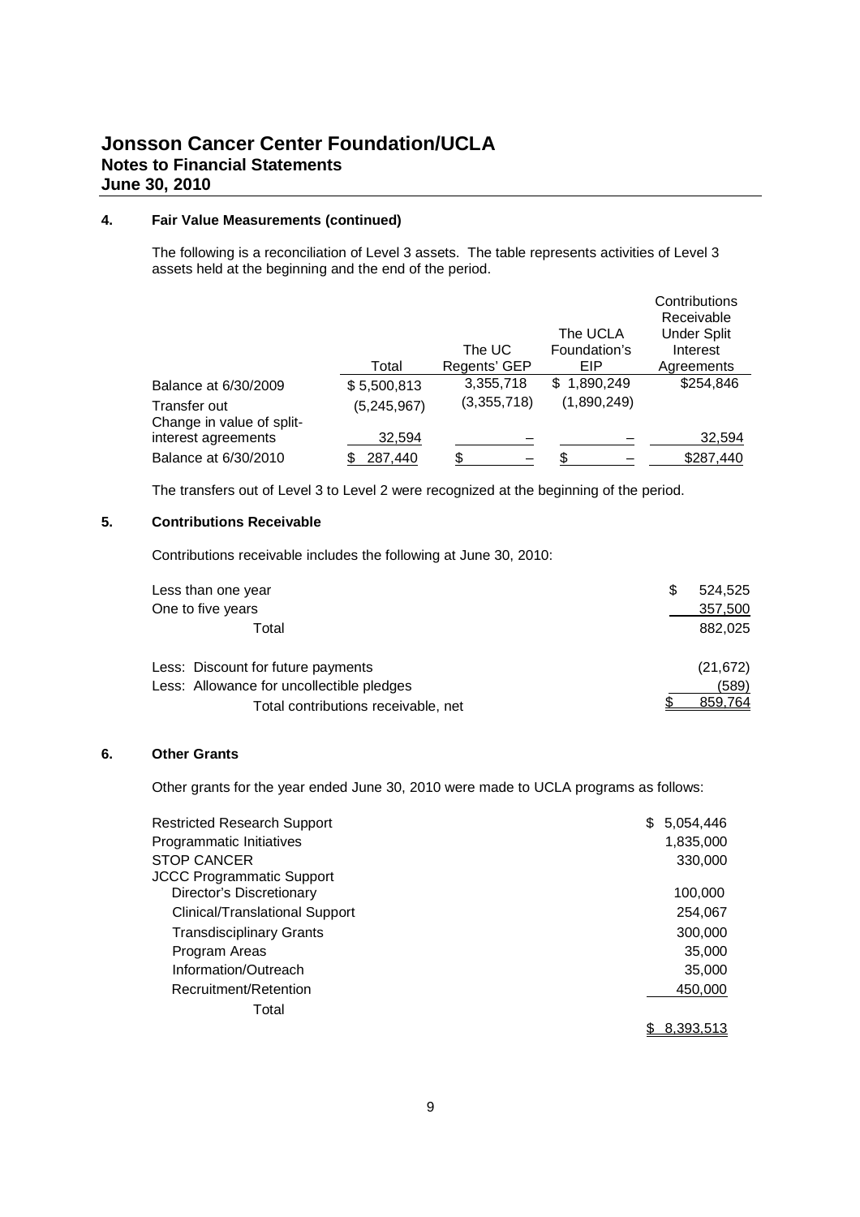# Jonsson Cancer Center Foundation/UCLA
## Notes to Financial Statements
## June 30, 2010

### 4. Fair Value Measurements (continued)

The following is a reconciliation of Level 3 assets. The table represents activities of Level 3 assets held at the beginning and the end of the period.

| | Total | The UC Regents' GEP | The UCLA Foundation's EIP | Contributions Receivable Under Split Interest Agreements |
|---|---|---|---|---|
| Balance at 6/30/2009 | $ 5,500,813 | 3,355,718 | $ 1,890,249 | $254,846 |
| Transfer out | (5,245,967) | (3,355,718) | (1,890,249) | |
| Change in value of split-interest agreements | 32,594 | – | – | 32,594 |
| Balance at 6/30/2010 | $ 287,440 | $ – | $ – | $287,440 |

The transfers out of Level 3 to Level 2 were recognized at the beginning of the period.

### 5. Contributions Receivable

Contributions receivable includes the following at June 30, 2010:

| | |
|---|---|
| Less than one year | $ 524,525 |
| One to five years | 357,500 |
| Total | 882,025 |
| Less: Discount for future payments | (21,672) |
| Less: Allowance for uncollectible pledges | (589) |
| Total contributions receivable, net | $ 859,764 |

### 6. Other Grants

Other grants for the year ended June 30, 2010 were made to UCLA programs as follows:

| | |
|---|---|
| Restricted Research Support | $ 5,054,446 |
| Programmatic Initiatives | 1,835,000 |
| STOP CANCER | 330,000 |
| JCCC Programmatic Support | |
| Director's Discretionary | 100,000 |
| Clinical/Translational Support | 254,067 |
| Transdisciplinary Grants | 300,000 |
| Program Areas | 35,000 |
| Information/Outreach | 35,000 |
| Recruitment/Retention | 450,000 |
| Total | $ 8,393,513 |